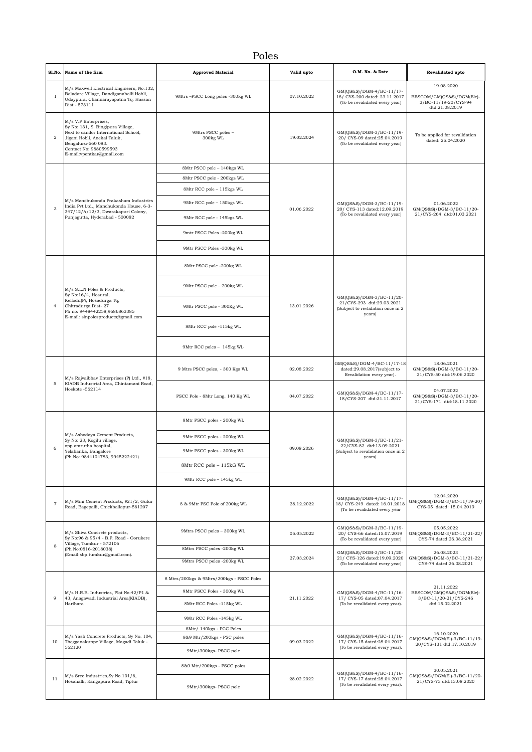# Poles

| Sl.No. | Name of the firm | Approved Material | Valid upto | O.M. No. & Date | Revalidated upto |
|---|---|---|---|---|---|
| 1 | M/s Maxwell Electrical Engineers, No.132, Baladare Village, Dandiganahalli Hobli, Udaypura, Channarayapatna Tq. Hassan Dist - 573111 | 9Mtrs –PSCC Long poles -300kg WL | 07.10.2022 | GM(QS&S)/DGM-4/BC-11/17-18/ CYS-200 dated: 23.11.2017 (To be revalidated every year) | 19.08.2020 BESCOM/GM(QS&S)/DGM(Ele)-3/BC-11/19-20/CYS-94 dtd:21.08.2019 |
| 2 | M/s V.P Enterprises, Sy No: 131, S. Bingipura Village, Next to candor International School, Jigani Hobli, Anekal Taluk, Bengaluru-560 083. Contact No: 9880599593 E-mail:vpentkar@gmail.com | 9Mtrs PSCC poles – 300kg WL | 19.02.2024 | GM(QS&S)/DGM-3/BC-11/19-20/ CYS-09 dated:25.04.2019 (To be revalidated every year) | To be applied for revalidation dated: 25.04.2020 |
| 3 | M/s Manchukonda Prakasham Industries India Pvt Ltd., Manchukonda House, 6-3-347/12/A/12/3, Dwarakapuri Colony, Punjagutta, Hyderabad - 500082 | 8Mtr PSCC pole – 140kgs WL | 01.06.2022 | GM(QS&S)/DGM-3/BC-11/19-20/ CYS-113 dated:12.09.2019 (To be revalidated every year) | 01.06.2022 GM(QS&S)/DGM-3/BC-11/20-21/CYS-264 dtd:01.03.2021 |
| | | 8Mtr PSCC pole - 200kgs WL | | | |
| | | 8Mtr RCC pole – 115kgs WL | | | |
| | | 9Mtr RCC pole – 150kgs WL | | | |
| | | 9Mtr RCC pole - 145kgs WL | | | |
| | | 9mtr PSCC Poles -200kg WL | | | |
| | | 9Mtr PSCC Poles -300kg WL | | | |
| 4 | M/s S.L.N Poles & Products, Sy No:16/4, Hosural, Kellodu(P), Hosadurga Tq, Chitradurga Dist- 27 Ph no: 9448442258,9686863385 E-mail: slnpolesproducts@gmail.com | 8Mtr PSCC pole -200kg WL | 13.01.2026 | GM(QS&S)/DGM-3/BC-11/20-21/CYS-293 dtd:29.03.2021 (Subject to revlidation once in 2 years) | |
| | | 9Mtr PSCC pole – 200kg WL | | | |
| | | 9Mtr PSCC pole - 300Kg WL | | | |
| | | 8Mtr RCC pole -115kg WL | | | |
| | | 9Mtr RCC poles – 145kg WL | | | |
| 5 | M/s Rajvaibhav Enterprises (P) Ltd., #18, KIADB Industrial Area, Chintamani Road, Hoskote -562114 | 9 Mtrs PSCC poles, - 300 Kgs WL | 02.08.2022 | GM(QS&S)/DGM-4/BC-11/17-18 dated:29.08.2017(subject to Revalidation every year). | 18.06.2021 GM(QS&S)/DGM-3/BC-11/20-21/CYS-50 dtd:19.06.2020 |
| | | PSCC Pole - 8Mtr Long, 140 Kg WL | 04.07.2022 | GM(QS&S)/DGM-4/BC-11/17-18/CYS-207 dtd:31.11.2017 | 04.07.2022 GM(QS&S)/DGM-3/BC-11/20-21/CYS-171 dtd:18.11.2020 |
| 6 | M/s Ashodaya Cement Products, Sy No: 23, Kogilu village, opp amrutha hospital, Yelahanka, Bangalore (Ph No: 9844104783, 9945222421) | 8Mtr PSCC poles - 200kg WL | 09.08.2026 | GM(QS&S)/DGM-3/BC-11/21-22/CYS-82 dtd:13.09.2021 (Subject to revalidation once in 2 years) | |
| | | 9Mtr PSCC poles - 200kg WL | | | |
| | | 9Mtr PSCC poles - 300kg WL | | | |
| | | 8Mtr RCC pole – 115kG WL | | | |
| | | 9Mtr RCC pole – 145kg WL | | | |
| 7 | M/s Mini Cement Products, #21/2, Gulur Road, Bagepalli, Chickballapur-561207 | 8 & 9Mtr PSC Pole of 200kg WL | 28.12.2022 | GM(QS&S)/DGM-4/BC-11/17-18/ CYS-249 dated: 16.01.2018 (To be revalidated every year | 12.04.2020 GM(QS&S)/DGM-3/BC-11/19-20/ CYS-05 dated: 15.04.2019 |
| 8 | M/s Shiva Concrete products, Sy No:96 & 95/4 - B.P. Road - Oorukere Village, Tumkur - 572106 (Ph No:0816-2018038) (Email:sbp.tumkur@gmail.com). | 9Mtrs PSCC poles – 300kg WL | 05.05.2022 | GM(QS&S)/DGM-3/BC-11/19-20/ CYS-66 dated:15.07.2019 (To be revalidated every year) | 05.05.2022 GM(QS&S)/DGM-3/BC-11/21-22/ CYS-74 dated:26.08.2021 |
| | | 8Mtrs PSCC poles -200kg WL | 27.03.2024 | GM(QS&S)/DGM-3/BC-11/20-21/ CYS-126 dated:19.09.2020 (To be revalidated every year) | 26.08.2023 GM(QS&S)/DGM-3/BC-11/21-22/ CYS-74 dated:26.08.2021 |
| | | 9Mtrs PSCC poles -200kg WL | | | |
| 9 | M/s H.R.B. Industries, Plot No:42/P1 & 43, Anagawadi Industrial Area(KIADB), Harihara | 8 Mtrs/200kgs & 9Mtrs/200kgs - PSCC Poles | 21.11.2022 | GM(QS&S)/DGM-4/BC-11/16-17/ CYS-05 dated:07.04.2017 (To be revalidated every year). | 21.11.2022 BESCOM/GM(QS&S)/DGM(Ele)-3/BC-11/20-21/CYS-246 dtd:15.02.2021 |
| | | 9Mtr PSCC Poles - 300kg WL | | | |
| | | 8Mtr RCC Poles -115kg WL | | | |
| | | 9Mtr RCC Poles -145kg WL | | | |
| 10 | M/s Yash Concrete Products, Sy No. 104, Thegganakuppe Village, Magadi Taluk - 562120 | 8Mtr/ 140kgs - PCC Poles | 09.03.2022 | GM(QS&S)/DGM-4/BC-11/16-17/ CYS-15 dated:28.04.2017 (To be revalidated every year). | 16.10.2020 GM(QS&S)/DGM(El)-3/BC-11/19-20/CYS-131 dtd:17.10.2019 |
| | | 8&9 Mtr/200kgs - PSC poles | | | |
| | | 9Mtr/300kgs- PSCC pole | | | |
| 11 | M/s Sree Industries,Sy No.101/6, Hosahalli, Rangapura Road, Tiptur | 8&9 Mtr/200kgs - PSCC poles | 28.02.2022 | GM(QS&S)/DGM-4/BC-11/16-17/ CYS-17 dated:28.04.2017 (To be revalidated every year). | 30.05.2021 GM(QS&S)/DGM(El)-3/BC-11/20-21/CYS-73 dtd:13.08.2020 |
| | | 9Mtr/300kgs- PSCC pole | | | |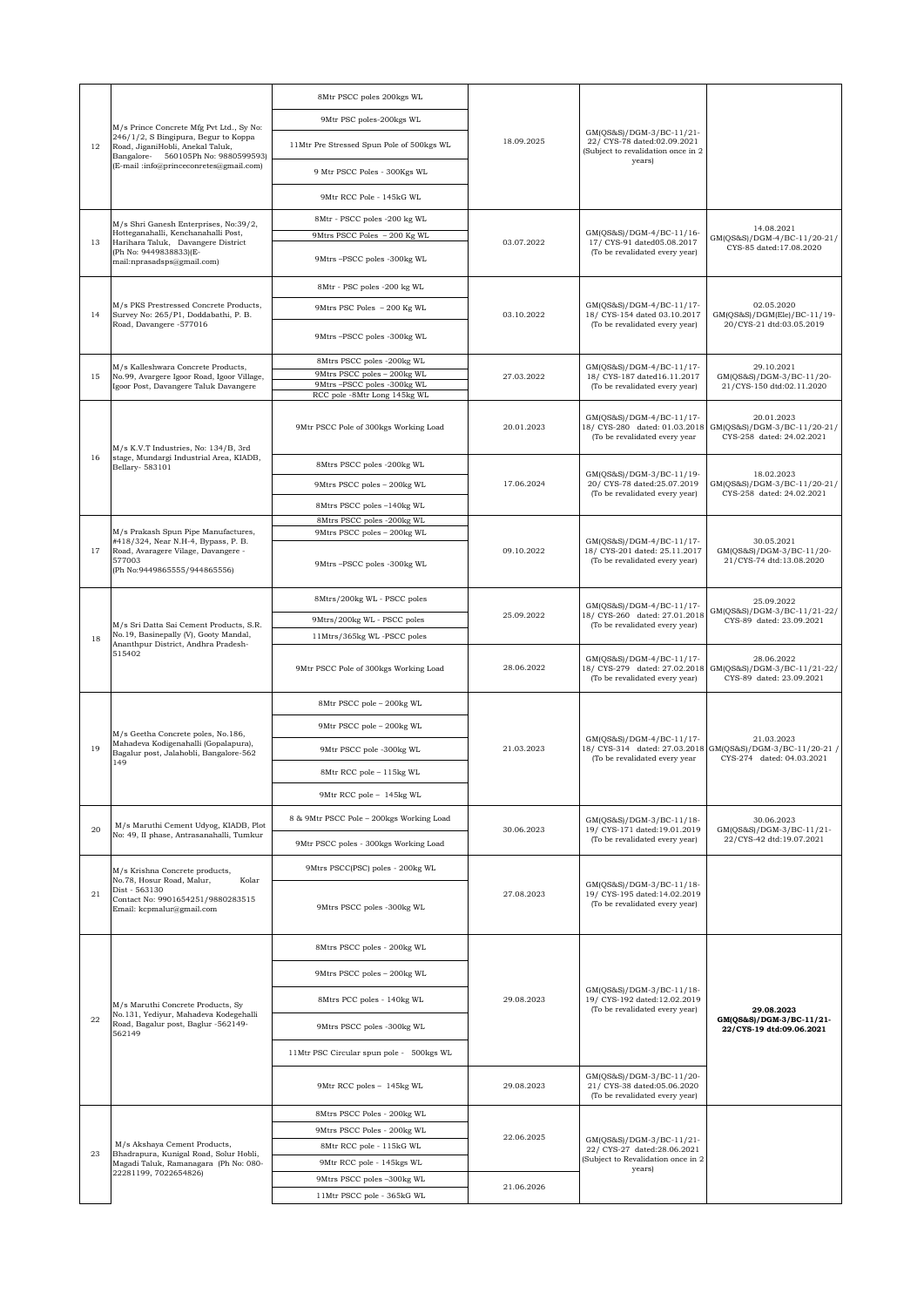| 12 | M/s Prince Concrete Mfg Pvt Ltd., Sy No: 246/1/2, S Bingipura, Begur to Koppa Road, JiganiHobli, Anekal Taluk, Bangalore- 560105Ph No: 9880599593) (E-mail :info@princeconretes@gmail.com) | 8Mtr PSCC poles 200kgs WL<br>9Mtr PSC poles-200kgs WL<br>11Mtr Pre Stressed Spun Pole of 500kgs WL<br>9 Mtr PSCC Poles - 300Kgs WL<br>9Mtr RCC Pole - 145kG WL | 18.09.2025 | GM(QS&S)/DGM-3/BC-11/21-22/ CYS-78 dated:02.09.2021 (Subject to revalidation once in 2 years) | |
|---|---|---|---|---|---|
| 13 | M/s Shri Ganesh Enterprises, No:39/2, Hotteganahalli, Kenchanahalli Post, Harihara Taluk, Davangere District (Ph No: 9449838833)(E-mail:nprasadsps@gmail.com) | 8Mtr - PSCC poles -200 kg WL<br>9Mtrs PSCC Poles – 200 Kg WL<br>9Mtrs –PSCC poles -300kg WL | 03.07.2022 | GM(QS&S)/DGM-4/BC-11/16-17/ CYS-91 dated05.08.2017 (To be revalidated every year) | 14.08.2021 GM(QS&S)/DGM-4/BC-11/20-21/ CYS-85 dated:17.08.2020 |
| 14 | M/s PKS Prestressed Concrete Products, Survey No: 265/P1, Doddabathi, P. B. Road, Davangere -577016 | 8Mtr - PSC poles -200 kg WL<br>9Mtrs PSC Poles – 200 Kg WL<br>9Mtrs –PSCC poles -300kg WL | 03.10.2022 | GM(QS&S)/DGM-4/BC-11/17-18/ CYS-154 dated 03.10.2017 (To be revalidated every year) | 02.05.2020 GM(QS&S)/DGM(Ele)/BC-11/19-20/CYS-21 dtd:03.05.2019 |
| 15 | M/s Kalleshwara Concrete Products, No.99, Avargere Igoor Road, Igoor Village, Igoor Post, Davangere Taluk Davangere | 8Mtrs PSCC poles -200kg WL<br>9Mtrs PSCC poles – 200kg WL<br>9Mtrs –PSCC poles -300kg WL<br>RCC pole -8Mtr Long 145kg WL | 27.03.2022 | GM(QS&S)/DGM-4/BC-11/17-18/ CYS-187 dated16.11.2017 (To be revalidated every year) | 29.10.2021 GM(QS&S)/DGM-3/BC-11/20-21/CYS-150 dtd:02.11.2020 |
| 16 | M/s K.V.T Industries, No: 134/B, 3rd stage, Mundargi Industrial Area, KIADB, Bellary- 583101 | 9Mtr PSCC Pole of 300kgs Working Load | 20.01.2023 | GM(QS&S)/DGM-4/BC-11/17-18/ CYS-280 dated: 01.03.2018 (To be revalidated every year | 20.01.2023 GM(QS&S)/DGM-3/BC-11/20-21/ CYS-258 dated: 24.02.2021 |
| | | 8Mtrs PSCC poles -200kg WL<br>9Mtrs PSCC poles – 200kg WL<br>8Mtrs PSCC poles –140kg WL | 17.06.2024 | GM(QS&S)/DGM-3/BC-11/19-20/ CYS-78 dated:25.07.2019 (To be revalidated every year) | 18.02.2023 GM(QS&S)/DGM-3/BC-11/20-21/ CYS-258 dated: 24.02.2021 |
| 17 | M/s Prakash Spun Pipe Manufactures, #418/324, Near N.H-4, Bypass, P. B. Road, Avaragere Vilage, Davangere - 577003 (Ph No:9449865555/944865556) | 8Mtrs PSCC poles -200kg WL<br>9Mtrs PSCC poles – 200kg WL<br>9Mtrs –PSCC poles -300kg WL | 09.10.2022 | GM(QS&S)/DGM-4/BC-11/17-18/ CYS-201 dated: 25.11.2017 (To be revalidated every year) | 30.05.2021 GM(QS&S)/DGM-3/BC-11/20-21/CYS-74 dtd:13.08.2020 |
| 18 | M/s Sri Datta Sai Cement Products, S.R. No.19, Basinepally (V), Gooty Mandal, Ananthpur District, Andhra Pradesh-515402 | 8Mtrs/200kg WL - PSCC poles<br>9Mtrs/200kg WL - PSCC poles<br>11Mtrs/365kg WL -PSCC poles | 25.09.2022 | GM(QS&S)/DGM-4/BC-11/17-18/ CYS-260 dated: 27.01.2018 (To be revalidated every year) | 25.09.2022 GM(QS&S)/DGM-3/BC-11/21-22/ CYS-89 dated: 23.09.2021 |
| | | 9Mtr PSCC Pole of 300kgs Working Load | 28.06.2022 | GM(QS&S)/DGM-4/BC-11/17-18/ CYS-279 dated: 27.02.2018 (To be revalidated every year) | 28.06.2022 GM(QS&S)/DGM-3/BC-11/21-22/ CYS-89 dated: 23.09.2021 |
| 19 | M/s Geetha Concrete poles, No.186, Mahadeva Kodigenahalli (Gopalapura), Bagalur post, Jalahobli, Bangalore-562 149 | 8Mtr PSCC pole – 200kg WL<br>9Mtr PSCC pole – 200kg WL<br>9Mtr PSCC pole -300kg WL<br>8Mtr RCC pole – 115kg WL<br>9Mtr RCC pole – 145kg WL | 21.03.2023 | GM(QS&S)/DGM-4/BC-11/17-18/ CYS-314 dated: 27.03.2018 (To be revalidated every year | 21.03.2023 GM(QS&S)/DGM-3/BC-11/20-21 / CYS-274 dated: 04.03.2021 |
| 20 | M/s Maruthi Cement Udyog, KIADB, Plot No: 49, II phase, Antrasanahalli, Tumkur | 8 & 9Mtr PSCC Pole – 200kgs Working Load<br>9Mtr PSCC poles - 300kgs Working Load | 30.06.2023 | GM(QS&S)/DGM-3/BC-11/18-19/ CYS-171 dated:19.01.2019 (To be revalidated every year) | 30.06.2023 GM(QS&S)/DGM-3/BC-11/21-22/CYS-42 dtd:19.07.2021 |
| 21 | M/s Krishna Concrete products, No.78, Hosur Road, Malur, Kolar Dist - 563130 Contact No: 9901654251/9880283515 Email: kcpmalur@gmail.com | 9Mtrs PSCC(PSC) poles - 200kg WL<br>9Mtrs PSCC poles -300kg WL | 27.08.2023 | GM(QS&S)/DGM-3/BC-11/18-19/ CYS-195 dated:14.02.2019 (To be revalidated every year) | |
| 22 | M/s Maruthi Concrete Products, Sy No.131, Yediyur, Mahadeva Kodegehalli Road, Bagalur post, Baglur -562149-562149 | 8Mtrs PSCC poles - 200kg WL<br>9Mtrs PSCC poles – 200kg WL<br>8Mtrs PCC poles - 140kg WL<br>9Mtrs PSCC poles -300kg WL<br>11Mtr PSC Circular spun pole - 500kgs WL | 29.08.2023 | GM(QS&S)/DGM-3/BC-11/18-19/ CYS-192 dated:12.02.2019 (To be revalidated every year) | **29.08.2023 GM(QS&S)/DGM-3/BC-11/21-22/CYS-19 dtd:09.06.2021** |
| | | 9Mtr RCC poles – 145kg WL | 29.08.2023 | GM(QS&S)/DGM-3/BC-11/20-21/ CYS-38 dated:05.06.2020 (To be revalidated every year) | |
| 23 | M/s Akshaya Cement Products, Bhadrapura, Kunigal Road, Solur Hobli, Magadi Taluk, Ramanagara (Ph No: 080-22281199, 7022654826) | 8Mtrs PSCC Poles - 200kg WL<br>9Mtrs PSCC Poles - 200kg WL<br>8Mtr RCC pole - 115kG WL<br>9Mtr RCC pole - 145kG WL | 22.06.2025 | GM(QS&S)/DGM-3/BC-11/21-22/ CYS-27 dated:28.06.2021 (Subject to Revalidation once in 2 years) | |
| | | 9Mtrs PSCC poles –300kg WL<br>11Mtr PSCC pole - 365kG WL | 21.06.2026 | | |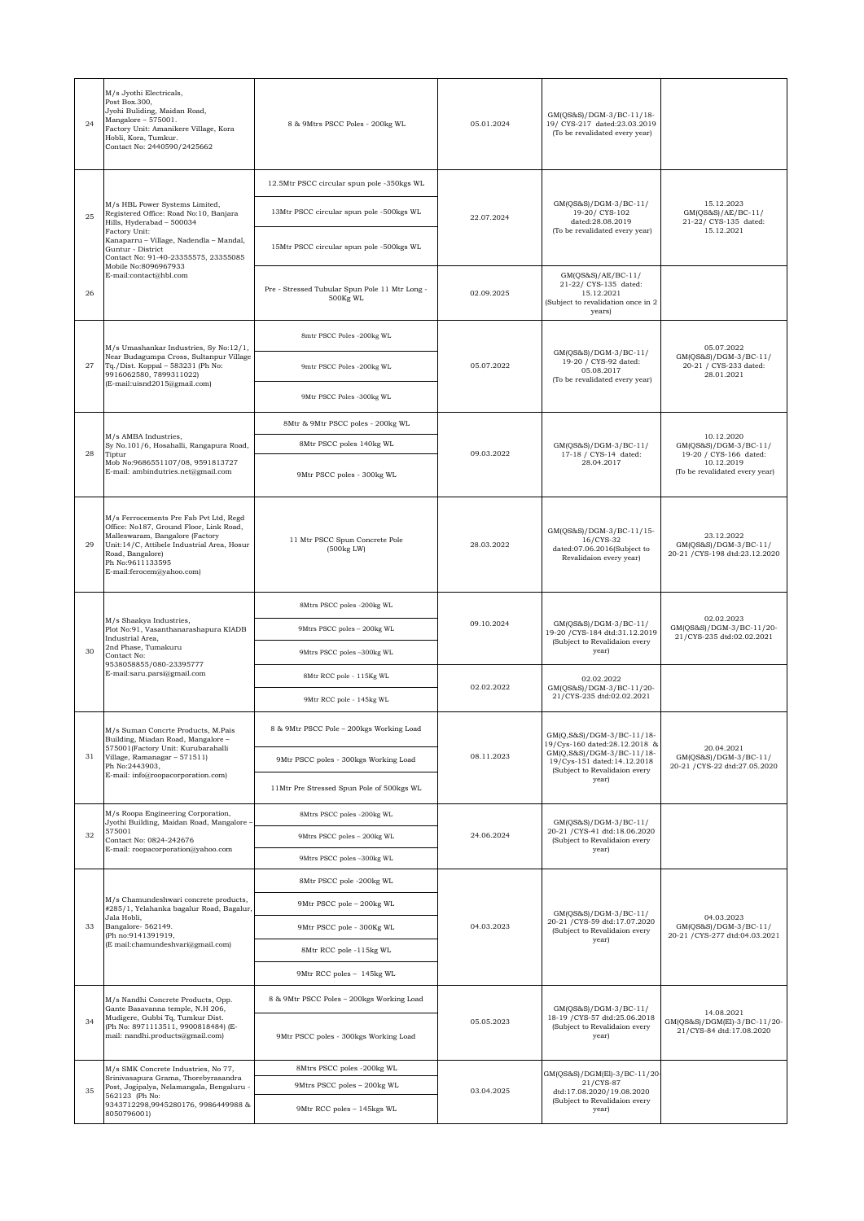| 24 | M/s Jyothi Electricals, Post Box.300, Jyohi Buliding, Maidan Road, Mangalore – 575001. Factory Unit: Amanikere Village, Kora Hobli, Kora, Tumkur. Contact No: 2440590/2425662 | 8 & 9Mtrs PSCC Poles - 200kg WL | 05.01.2024 | GM(QS&S)/DGM-3/BC-11/18-19/ CYS-217 dated:23.03.2019 (To be revalidated every year) | |
|---|---|---|---|---|---|
| 25 | M/s HBL Power Systems Limited, Registered Office: Road No:10, Banjara Hills, Hyderabad – 500034 Factory Unit: Kanaparru – Village, Nadendla – Mandal, Guntur - District Contact No: 91-40-23355575, 23355085 Mobile No:8096967933 E-mail:contact@hbl.com | 12.5Mtr PSCC circular spun pole -350kgs WL<br>13Mtr PSCC circular spun pole -500kgs WL<br>15Mtr PSCC circular spun pole -500kgs WL | 22.07.2024 | GM(QS&S)/DGM-3/BC-11/ 19-20/ CYS-102 dated:28.08.2019 (To be revalidated every year) | 15.12.2023 GM(QS&S)/AE/BC-11/ 21-22/ CYS-135 dated: 15.12.2021 |
| 26 | | Pre - Stressed Tubular Spun Pole 11 Mtr Long - 500Kg WL | 02.09.2025 | GM(QS&S)/AE/BC-11/ 21-22/ CYS-135 dated: 15.12.2021 (Subject to revalidation once in 2 years) | |
| 27 | M/s Umashankar Industries, Sy No:12/1, Near Budagumpa Cross, Sultanpur Village Tq./Dist. Koppal – 583231 (Ph No: 9916062580, 7899311022) (E-mail:uisnd2015@gmail.com) | 8mtr PSCC Poles -200kg WL<br>9mtr PSCC Poles -200kg WL<br>9Mtr PSCC Poles -300kg WL | 05.07.2022 | GM(QS&S)/DGM-3/BC-11/ 19-20 / CYS-92 dated: 05.08.2017 (To be revalidated every year) | 05.07.2022 GM(QS&S)/DGM-3/BC-11/ 20-21 / CYS-233 dated: 28.01.2021 |
| 28 | M/s AMBA Industries, Sy No.101/6, Hosahalli, Rangapura Road, Tiptur Mob No:9686551107/08, 9591813727 E-mail: ambindutries.net@gmail.com | 8Mtr & 9Mtr PSCC poles - 200kg WL<br>8Mtr PSCC poles 140kg WL<br>9Mtr PSCC poles - 300kg WL | 09.03.2022 | GM(QS&S)/DGM-3/BC-11/ 17-18 / CYS-14 dated: 28.04.2017 | 10.12.2020 GM(QS&S)/DGM-3/BC-11/ 19-20 / CYS-166 dated: 10.12.2019 (To be revalidated every year) |
| 29 | M/s Ferrocements Pre Fab Pvt Ltd, Regd Office: No187, Ground Floor, Link Road, Malleswaram, Bangalore (Factory Unit:14/C, Attibele Industrial Area, Hosur Road, Bangalore) Ph No:9611133595 E-mail:ferocem@yahoo.com) | 11 Mtr PSCC Spun Concrete Pole (500kg LW) | 28.03.2022 | GM(QS&S)/DGM-3/BC-11/15-16/CYS-32 dated:07.06.2016(Subject to Revalidaion every year) | 23.12.2022 GM(QS&S)/DGM-3/BC-11/ 20-21 /CYS-198 dtd:23.12.2020 |
| 30 | M/s Shaakya Industries, Plot No:91, Vasanthanarashapura KIADB Industrial Area, 2nd Phase, Tumakuru Contact No: 9538058855/080-23395777 E-mail:saru.parsi@gmail.com | 8Mtrs PSCC poles -200kg WL<br>9Mtrs PSCC poles – 200kg WL<br>9Mtrs PSCC poles –300kg WL | 09.10.2024 | GM(QS&S)/DGM-3/BC-11/ 19-20 /CYS-184 dtd:31.12.2019 (Subject to Revalidaion every year) | 02.02.2023 GM(QS&S)/DGM-3/BC-11/20-21/CYS-235 dtd:02.02.2021 |
| | | 8Mtr RCC pole - 115Kg WL<br>9Mtr RCC pole - 145kg WL | 02.02.2022 | 02.02.2022 GM(QS&S)/DGM-3/BC-11/20-21/CYS-235 dtd:02.02.2021 | |
| 31 | M/s Suman Concrte Products, M.Pais Building, Miadan Road, Mangalore – 575001(Factory Unit: Kurubarahalli Village, Ramanagar – 571511) Ph No:2443903, E-mail: info@roopacorporation.com) | 8 & 9Mtr PSCC Pole – 200kgs Working Load<br>9Mtr PSCC poles - 300kgs Working Load<br>11Mtr Pre Stressed Spun Pole of 500kgs WL | 08.11.2023 | GM(Q,S&S)/DGM-3/BC-11/18-19/Cys-160 dated:28.12.2018 & GM(Q,S&S)/DGM-3/BC-11/18-19/Cys-151 dated:14.12.2018 (Subject to Revalidaion every year) | 20.04.2021 GM(QS&S)/DGM-3/BC-11/ 20-21 /CYS-22 dtd:27.05.2020 |
| 32 | M/s Roopa Engineering Corporation, Jyothi Building, Maidan Road, Mangalore – 575001 Contact No: 0824-242676 E-mail: roopacorporation@yahoo.com | 8Mtrs PSCC poles -200kg WL<br>9Mtrs PSCC poles – 200kg WL<br>9Mtrs PSCC poles –300kg WL | 24.06.2024 | GM(QS&S)/DGM-3/BC-11/ 20-21 /CYS-41 dtd:18.06.2020 (Subject to Revalidaion every year) | |
| 33 | M/s Chamundeshwari concrete products, #285/1, Yelahanka bagalur Road, Bagalur, Jala Hobli, Bangalore- 562149. (Ph no:9141391919, (E mail:chamundeshvari@gmail.com) | 8Mtr PSCC pole -200kg WL<br>9Mtr PSCC pole – 200kg WL<br>9Mtr PSCC pole - 300Kg WL<br>8Mtr RCC pole -115kg WL<br>9Mtr RCC poles – 145kg WL | 04.03.2023 | GM(QS&S)/DGM-3/BC-11/ 20-21 /CYS-59 dtd:17.07.2020 (Subject to Revalidaion every year) | 04.03.2023 GM(QS&S)/DGM-3/BC-11/ 20-21 /CYS-277 dtd:04.03.2021 |
| 34 | M/s Nandhi Concrete Products, Opp. Gante Basavanna temple, N.H 206, Mudigere, Gubbi Tq, Tumkur Dist. (Ph No: 8971113511, 9900818484) (E-mail: nandhi.products@gmail.com) | 8 & 9Mtr PSCC Poles – 200kgs Working Load<br>9Mtr PSCC poles - 300kgs Working Load | 05.05.2023 | GM(QS&S)/DGM-3/BC-11/ 18-19 /CYS-57 dtd:25.06.2018 (Subject to Revalidaion every year) | 14.08.2021 GM(QS&S)/DGM(El)-3/BC-11/20-21/CYS-84 dtd:17.08.2020 |
| 35 | M/s SMK Concrete Industries, No 77, Srinivasapura Grama, Thorebyrasandra Post, Jogipalya, Nelamangala, Bengaluru - 562123 (Ph No: 9343712298,9945280176, 9986449988 & 8050796001) | 8Mtrs PSCC poles -200kg WL<br>9Mtrs PSCC poles – 200kg WL<br>9Mtr RCC poles – 145kgs WL | 03.04.2025 | GM(QS&S)/DGM(El)-3/BC-11/20-21/CYS-87 dtd:17.08.2020/19.08.2020 (Subject to Revalidaion every year) | |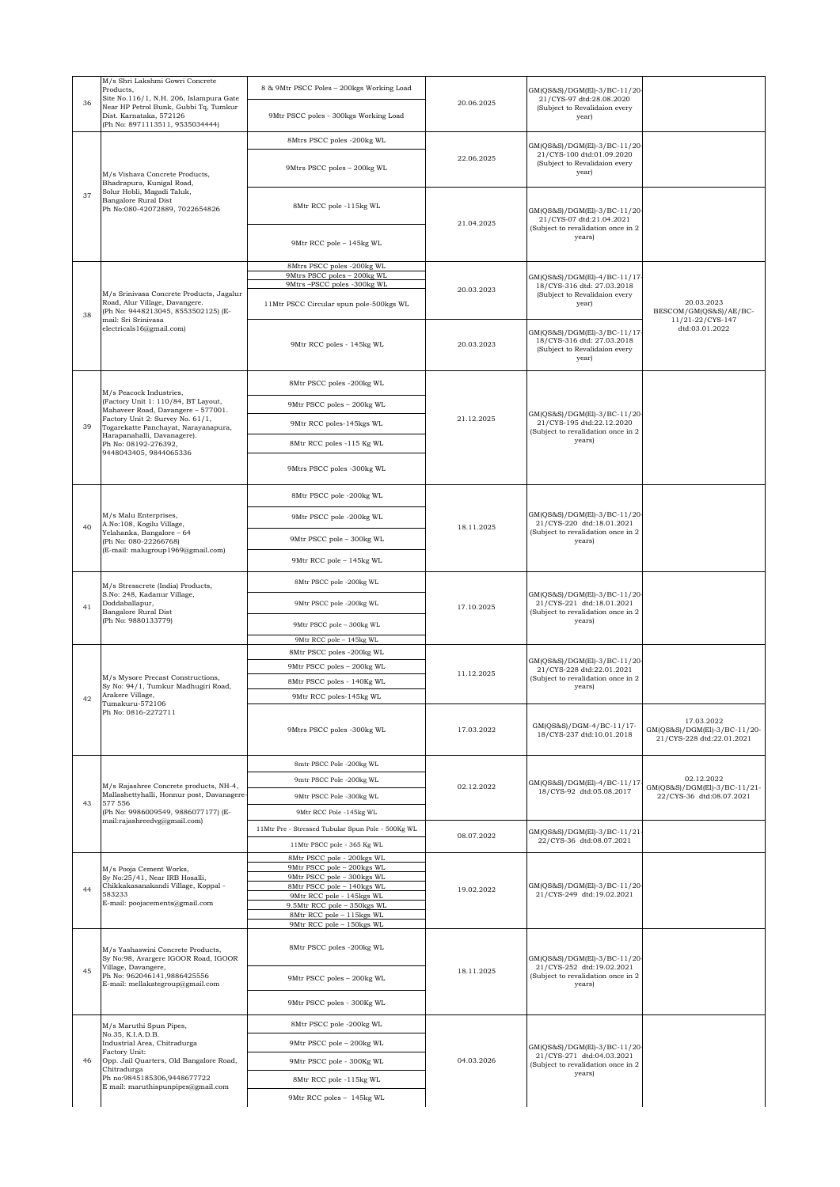| 36 | M/s Shri Lakshmi Gowri Concrete Products, Site No.116/1, N.H. 206, Islampura Gate Near HP Petrol Bunk, Gubbi Tq, Tumkur Dist. Karnataka, 572126 (Ph No: 8971113511, 9535034444) | 8 & 9Mtr PSCC Poles – 200kgs Working Load | 20.06.2025 | GM(QS&S)/DGM(El)-3/BC-11/20-21/CYS-97 dtd:28.08.2020 (Subject to Revalidaion every year) | |
|---|---|---|---|---|---|
| | | 9Mtr PSCC poles - 300kgs Working Load | | | |
| 37 | M/s Vishava Concrete Products, Bhadrapura, Kunigal Road, Solur Hobli, Magadi Taluk, Bangalore Rural Dist Ph No:080-42072889, 7022654826 | 8Mtrs PSCC poles -200kg WL | 22.06.2025 | GM(QS&S)/DGM(El)-3/BC-11/20-21/CYS-100 dtd:01.09.2020 (Subject to Revalidaion every year) | |
| | | 9Mtrs PSCC poles – 200kg WL | | | |
| | | 8Mtr RCC pole -115kg WL | 21.04.2025 | GM(QS&S)/DGM(El)-3/BC-11/20-21/CYS-07 dtd:21.04.2021 (Subject to revalidation once in 2 years) | |
| | | 9Mtr RCC pole – 145kg WL | | | |
| 38 | M/s Srinivasa Concrete Products, Jagalur Road, Alur Village, Davangere. (Ph No: 9448213045, 8553502125) (E-mail: Sri Srinivasa electricals16@gmail.com) | 8Mtrs PSCC poles -200kg WL<br>9Mtrs PSCC poles – 200kg WL<br>9Mtrs –PSCC poles -300kg WL<br>11Mtr PSCC Circular spun pole-500kgs WL | 20.03.2023 | GM(QS&S)/DGM(El)-4/BC-11/17-18/CYS-316 dtd: 27.03.2018 (Subject to Revalidaion every year) | 20.03.2023 BESCOM/GM(QS&S)/AE/BC-11/21-22/CYS-147 dtd:03.01.2022 |
| | | 9Mtr RCC poles - 145kg WL | 20.03.2023 | GM(QS&S)/DGM(El)-3/BC-11/17-18/CYS-316 dtd: 27.03.2018 (Subject to Revalidaion every year) | |
| 39 | M/s Peacock Industries, (Factory Unit 1: 110/84, BT Layout, Mahaveer Road, Davangere – 577001. Factory Unit 2: Survey No. 61/1, Togarekatte Panchayat, Narayanapura, Harapanahalli, Davanagere). Ph No: 08192-276392, 9448043405, 9844065336 | 8Mtr PSCC poles -200kg WL | 21.12.2025 | GM(QS&S)/DGM(El)-3/BC-11/20-21/CYS-195 dtd:22.12.2020 (Subject to revalidation once in 2 years) | |
| | | 9Mtr PSCC poles – 200kg WL | | | |
| | | 9Mtr RCC poles-145kgs WL | | | |
| | | 8Mtr RCC poles -115 Kg WL | | | |
| | | 9Mtrs PSCC poles -300kg WL | | | |
| 40 | M/s Malu Enterprises, A.No:108, Kogilu Village, Yelahanka, Bangalore – 64 (Ph No: 080-22266768) (E-mail: malugroup1969@gmail.com) | 8Mtr PSCC pole -200kg WL | 18.11.2025 | GM(QS&S)/DGM(El)-3/BC-11/20-21/CYS-220 dtd:18.01.2021 (Subject to revalidation once in 2 years) | |
| | | 9Mtr PSCC pole -200kg WL | | | |
| | | 9Mtr PSCC pole – 300kg WL | | | |
| | | 9Mtr RCC pole – 145kg WL | | | |
| 41 | M/s Stresscrete (India) Products, S.No: 248, Kadanur Village, Doddaballapur, Bangalore Rural Dist (Ph No: 9880133779) | 8Mtr PSCC pole -200kg WL | 17.10.2025 | GM(QS&S)/DGM(El)-3/BC-11/20-21/CYS-221 dtd:18.01.2021 (Subject to revalidation once in 2 years) | |
| | | 9Mtr PSCC pole -200kg WL | | | |
| | | 9Mtr PSCC pole – 300kg WL | | | |
| | | 9Mtr RCC pole – 145kg WL | | | |
| 42 | M/s Mysore Precast Constructions, Sy No: 94/1, Tumkur Madhugiri Road, Arakere Village, Tumakuru-572106 Ph No: 0816-2272711 | 8Mtr PSCC poles -200kg WL | 11.12.2025 | GM(QS&S)/DGM(El)-3/BC-11/20-21/CYS-228 dtd:22.01.2021 (Subject to revalidation once in 2 years) | |
| | | 9Mtr PSCC poles – 200kg WL | | | |
| | | 8Mtr PSCC pole - 140Kg WL | | | |
| | | 9Mtr RCC poles-145kg WL | | | |
| | | 9Mtrs PSCC poles -300kg WL | 17.03.2022 | GM(QS&S)/DGM-4/BC-11/17-18/CYS-237 dtd:10.01.2018 | 17.03.2022 GM(QS&S)/DGM(El)-3/BC-11/20-21/CYS-228 dtd:22.01.2021 |
| 43 | M/s Rajashree Concrete products, NH-4, Mallashettyhalli, Honnur post, Davanagere-577 556 (Ph No: 9986009549, 9886077177) (E-mail:rajashreedvg@gmail.com) | 8mtr PSCC Pole -200kg WL | 02.12.2022 | GM(QS&S)/DGM(El)-4/BC-11/17-18/CYS-92 dtd:05.08.2017 | 02.12.2022 GM(QS&S)/DGM(El)-3/BC-11/21-22/CYS-36 dtd:08.07.2021 |
| | | 9mtr PSCC Pole -200kg WL | | | |
| | | 9Mtr PSCC Pole -300kg WL | | | |
| | | 9Mtr RCC Pole -145kg WL | | | |
| | | 11Mtr Pre - Stressed Tubular Spun Pole - 500Kg WL | 08.07.2022 | GM(QS&S)/DGM(El)-3/BC-11/21-22/CYS-36 dtd:08.07.2021 | |
| | | 11Mtr PSCC pole - 365 Kg WL | | | |
| 44 | M/s Pooja Cement Works, Sy No:25/41, Near IRB Hosalli, Chikkakasanakandi Village, Koppal - 583233 E-mail: poojacements@gmail.com | 8Mtr PSCC pole – 200kgs WL<br>9Mtr PSCC pole – 200kgs WL<br>9Mtr PSCC pole – 300kgs WL<br>8Mtr PSCC pole – 140kgs WL<br>9Mtr RCC pole – 145kgs WL<br>9.5Mtr RCC pole – 350kgs WL<br>8Mtr RCC pole – 115kgs WL<br>9Mtr RCC pole – 150kgs WL | 19.02.2022 | GM(QS&S)/DGM(El)-3/BC-11/20-21/CYS-249 dtd:19.02.2021 | |
| 45 | M/s Yashaswini Concrete Products, Sy No:98, Avargere IGOOR Road, IGOOR Village, Davangere, Ph No: 962046141,9886425556 E-mail: mellakategroup@gmail.com | 8Mtr PSCC poles -200kg WL | 18.11.2025 | GM(QS&S)/DGM(El)-3/BC-11/20-21/CYS-252 dtd:19.02.2021 (Subject to revalidation once in 2 years) | |
| | | 9Mtr PSCC poles – 200kg WL | | | |
| | | 9Mtr PSCC poles - 300Kg WL | | | |
| 46 | M/s Maruthi Spun Pipes, No.35, K.I.A.D.B. Industrial Area, Chitradurga Factory Unit: Opp. Jail Quarters, Old Bangalore Road, Chitradurga Ph no:9845185306,9448677722 E mail: maruthispunpipes@gmail.com | 8Mtr PSCC pole -200kg WL | 04.03.2026 | GM(QS&S)/DGM(El)-3/BC-11/20-21/CYS-271 dtd:04.03.2021 (Subject to revalidation once in 2 years) | |
| | | 9Mtr PSCC pole – 200kg WL | | | |
| | | 9Mtr PSCC pole - 300Kg WL | | | |
| | | 8Mtr RCC pole -115kg WL | | | |
| | | 9Mtr RCC poles – 145kg WL | | | |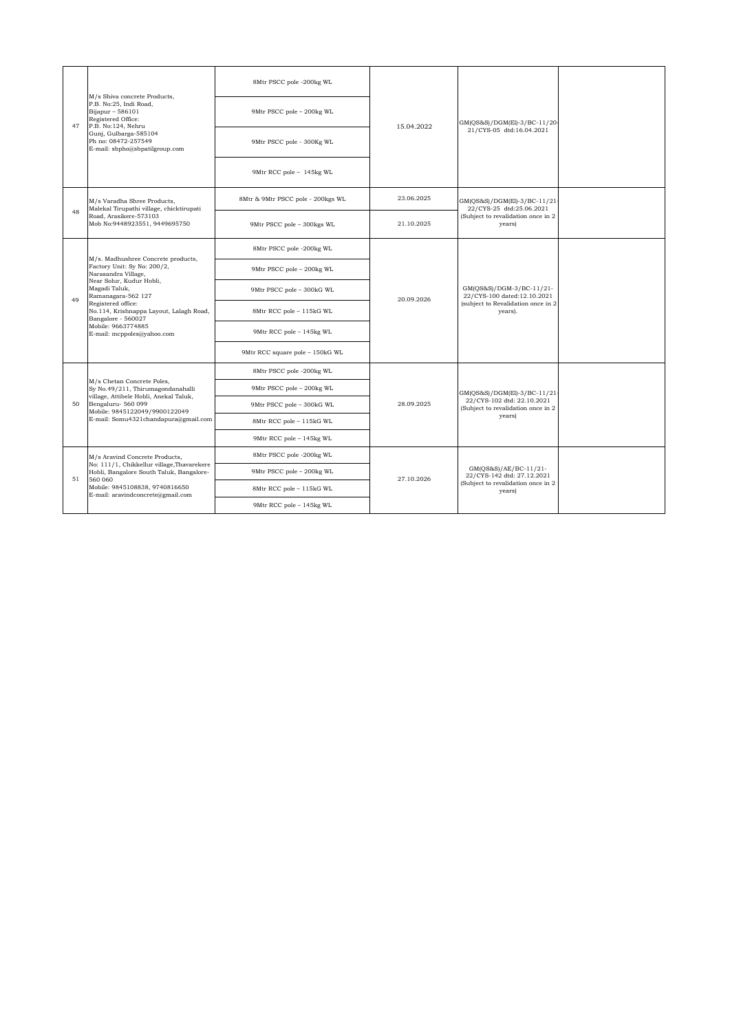| | | | | | |
|---|---|---|---|---|---|
| 47 | M/s Shiva concrete Products, P.B. No:25, Indi Road, Bijapur – 586101 Registered Office: P.B. No:124, Nehru Gunj, Gulbarga-585104 Ph no: 08472-257549 E-mail: sbpho@sbpatilgroup.com | 8Mtr PSCC pole -200kg WL | 15.04.2022 | GM(QS&S)/DGM(El)-3/BC-11/20-21/CYS-05 dtd:16.04.2021 | |
| | | 9Mtr PSCC pole – 200kg WL | | | |
| | | 9Mtr PSCC pole - 300Kg WL | | | |
| | | 9Mtr RCC pole – 145kg WL | | | |
| 48 | M/s Varadha Shree Products, Malekal Tirupathi village, chicktirupati Road, Arasikere-573103 Mob No:9448923551, 9449695750 | 8Mtr & 9Mtr PSCC pole - 200kgs WL | 23.06.2025 | GM(QS&S)/DGM(El)-3/BC-11/21-22/CYS-25 dtd:25.06.2021 (Subject to revalidation once in 2 years) | |
| | | 9Mtr PSCC pole – 300kgs WL | 21.10.2025 | | |
| 49 | M/s. Madhushree Concrete products, Factory Unit: Sy No: 200/2, Narasandra Village, Near Solur, Kudur Hobli, Magadi Taluk, Ramanagara-562 127 Registered office: No.114, Krishnappa Layout, Lalagh Road, Bangalore - 560027 Mobile: 9663774885 E-mail: mcppoles@yahoo.com | 8Mtr PSCC pole -200kg WL | 20.09.2026 | GM(QS&S)/DGM-3/BC-11/21-22/CYS-100 dated:12.10.2021 (subject to Revalidation once in 2 years). | |
| | | 9Mtr PSCC pole – 200kg WL | | | |
| | | 9Mtr PSCC pole – 300kG WL | | | |
| | | 8Mtr RCC pole – 115kG WL | | | |
| | | 9Mtr RCC pole – 145kg WL | | | |
| | | 9Mtr RCC square pole – 150kG WL | | | |
| 50 | M/s Chetan Concrete Poles, Sy No.49/211, Thirumagondanahalli village, Attibele Hobli, Anekal Taluk, Bengaluru- 560 099 Mobile: 9845122049/9900122049 E-mail: Somu4321chandapura@gmail.com | 8Mtr PSCC pole -200kg WL | 28.09.2025 | GM(QS&S)/DGM(El)-3/BC-11/21-22/CYS-102 dtd: 22.10.2021 (Subject to revalidation once in 2 years) | |
| | | 9Mtr PSCC pole – 200kg WL | | | |
| | | 9Mtr PSCC pole – 300kG WL | | | |
| | | 8Mtr RCC pole – 115kG WL | | | |
| | | 9Mtr RCC pole – 145kg WL | | | |
| 51 | M/s Aravind Concrete Products, No: 111/1, Chikkellur village,Thavarekere Hobli, Bangalore South Taluk, Bangalore-560 060 Mobile: 9845108838, 9740816650 E-mail: aravindconcrete@gmail.com | 8Mtr PSCC pole -200kg WL | 27.10.2026 | GM(QS&S)/AE/BC-11/21-22/CYS-142 dtd: 27.12.2021 (Subject to revalidation once in 2 years) | |
| | | 9Mtr PSCC pole – 200kg WL | | | |
| | | 8Mtr RCC pole – 115kG WL | | | |
| | | 9Mtr RCC pole – 145kg WL | | | |